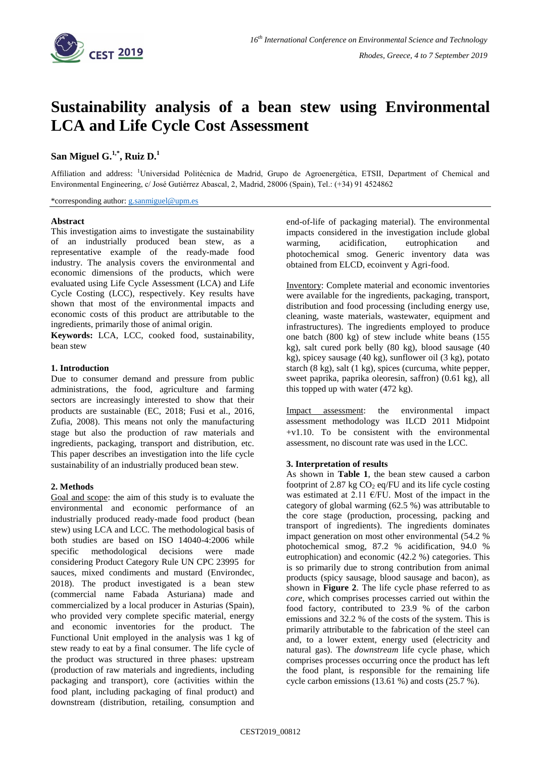# Sustainability analysis of a bean stew using Environmental LCA and Life Cycle Cost Assessment

**San Miguel G.[1,*], Ruiz D.[1]**

Affiliation and address: [1]Universidad Politécnica de Madrid, Grupo de Agroenergética, ETSII, Department of Chemical and Environmental Engineering, c/ José Gutiérrez Abascal, 2, Madrid, 28006 (Spain), Tel.: (+34) 91 4524862

*corresponding author: g.sanmiguel@upm.es

### Abstract

This investigation aims to investigate the sustainability of an industrially produced bean stew, as a representative example of the ready-made food industry. The analysis covers the environmental and economic dimensions of the products, which were evaluated using Life Cycle Assessment (LCA) and Life Cycle Costing (LCC), respectively. Key results have shown that most of the environmental impacts and economic costs of this product are attributable to the ingredients, primarily those of animal origin.

**Keywords:** LCA, LCC, cooked food, sustainability, bean stew

### 1. Introduction

Due to consumer demand and pressure from public administrations, the food, agriculture and farming sectors are increasingly interested to show that their products are sustainable (EC, 2018; Fusi et al., 2016, Zufia, 2008). This means not only the manufacturing stage but also the production of raw materials and ingredients, packaging, transport and distribution, etc. This paper describes an investigation into the life cycle sustainability of an industrially produced bean stew.

### 2. Methods

Goal and scope: the aim of this study is to evaluate the environmental and economic performance of an industrially produced ready-made food product (bean stew) using LCA and LCC. The methodological basis of both studies are based on ISO 14040-4:2006 while specific methodological decisions were made considering Product Category Rule UN CPC 23995 for sauces, mixed condiments and mustard (Environdec, 2018). The product investigated is a bean stew (commercial name Fabada Asturiana) made and commercialized by a local producer in Asturias (Spain), who provided very complete specific material, energy and economic inventories for the product. The Functional Unit employed in the analysis was 1 kg of stew ready to eat by a final consumer. The life cycle of the product was structured in three phases: upstream (production of raw materials and ingredients, including packaging and transport), core (activities within the food plant, including packaging of final product) and downstream (distribution, retailing, consumption and end-of-life of packaging material). The environmental impacts considered in the investigation include global warming, acidification, eutrophication and photochemical smog. Generic inventory data was obtained from ELCD, ecoinvent y Agri-food.

Inventory: Complete material and economic inventories were available for the ingredients, packaging, transport, distribution and food processing (including energy use, cleaning, waste materials, wastewater, equipment and infrastructures). The ingredients employed to produce one batch (800 kg) of stew include white beans (155 kg), salt cured pork belly (80 kg), blood sausage (40 kg), spicey sausage (40 kg), sunflower oil (3 kg), potato starch (8 kg), salt (1 kg), spices (curcuma, white pepper, sweet paprika, paprika oleoresin, saffron) (0.61 kg), all this topped up with water (472 kg).

Impact assessment: the environmental impact assessment methodology was ILCD 2011 Midpoint +v1.10. To be consistent with the environmental assessment, no discount rate was used in the LCC.

### 3. Interpretation of results

As shown in **Table 1**, the bean stew caused a carbon footprint of 2.87 kg $CO_2$ eq/FU and its life cycle costing was estimated at 2.11 €/FU. Most of the impact in the category of global warming (62.5 %) was attributable to the core stage (production, processing, packing and transport of ingredients). The ingredients dominates impact generation on most other environmental (54.2 % photochemical smog, 87.2 % acidification, 94.0 % eutrophication) and economic (42.2 %) categories. This is so primarily due to strong contribution from animal products (spicy sausage, blood sausage and bacon), as shown in **Figure 2**. The life cycle phase referred to as *core*, which comprises processes carried out within the food factory, contributed to 23.9 % of the carbon emissions and 32.2 % of the costs of the system. This is primarily attributable to the fabrication of the steel can and, to a lower extent, energy used (electricity and natural gas). The *downstream* life cycle phase, which comprises processes occurring once the product has left the food plant, is responsible for the remaining life cycle carbon emissions (13.61 %) and costs (25.7 %).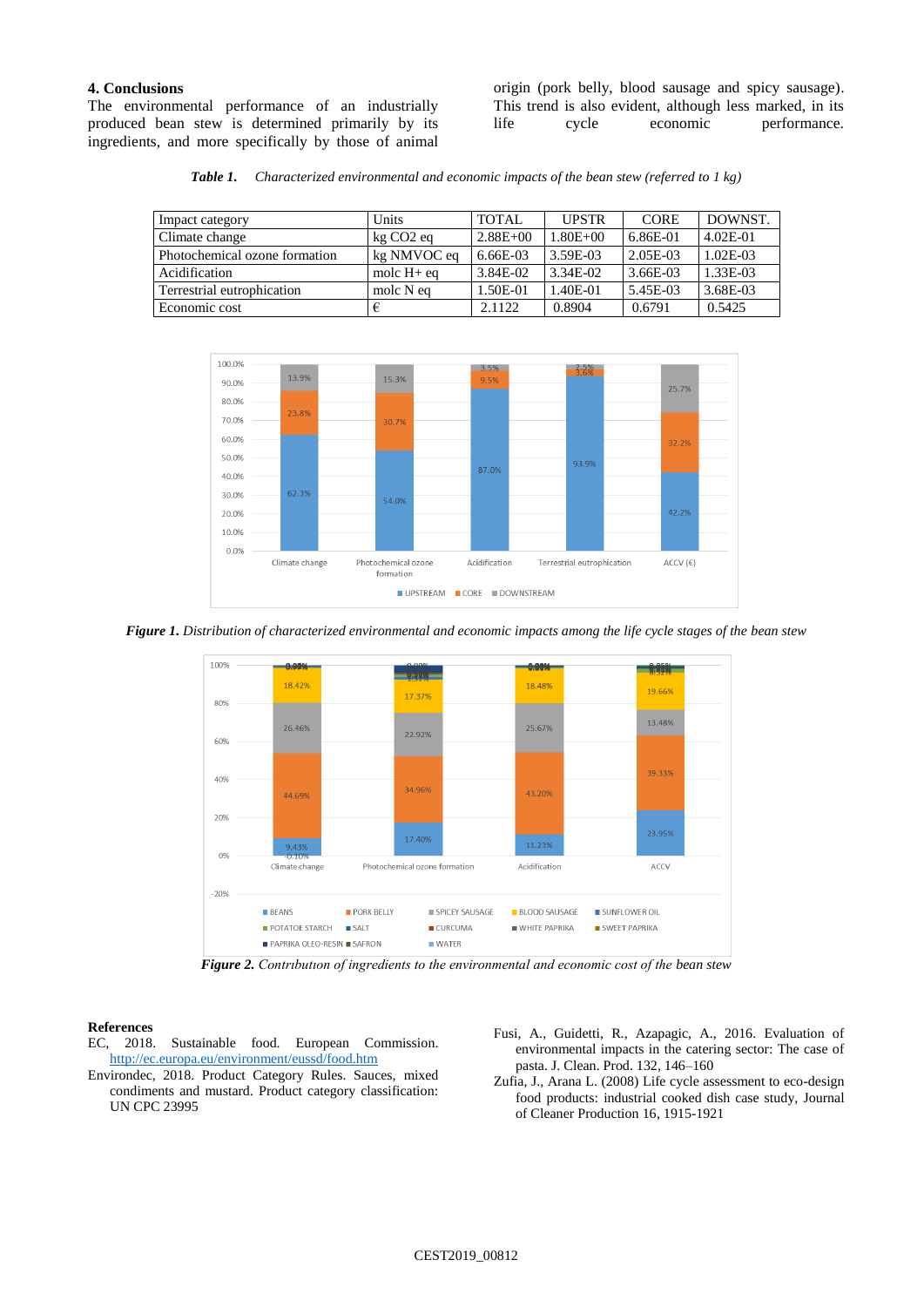## 4. Conclusions

The environmental performance of an industrially produced bean stew is determined primarily by its ingredients, and more specifically by those of animal origin (pork belly, blood sausage and spicy sausage). This trend is also evident, although less marked, in its life cycle economic performance.

***Table 1.*** *Characterized environmental and economic impacts of the bean stew (referred to 1 kg)*

| Impact category | Units | TOTAL | UPSTR | CORE | DOWNST. |
|---|---|---|---|---|---|
| Climate change | kg $CO_2$ eq | 2.88E+00 | 1.80E+00 | 6.86E-01 | 4.02E-01 |
| Photochemical ozone formation | kg NMVOC eq | 6.66E-03 | 3.59E-03 | 2.05E-03 | 1.02E-03 |
| Acidification | molc H+ eq | 3.84E-02 | 3.34E-02 | 3.66E-03 | 1.33E-03 |
| Terrestrial eutrophication | molc N eq | 1.50E-01 | 1.40E-01 | 5.45E-03 | 3.68E-03 |
| Economic cost | € | 2.1122 | 0.8904 | 0.6791 | 0.5425 |

100.0%
90.0%
80.0%
70.0%
60.0%
50.0%
40.0%
30.0%
20.0%
10.0%
0.0%

Climate change: 62.3% 23.8% 13.9%
Photochemical ozone formation: 54.0% 30.7% 15.3%
Acidification: 87.0% 9.5% 3.5%
Terrestrial eutrophication: 93.9% 3.6% 2.5%
ACCV (€): 42.2% 32.2% 25.7%

UPSTREAM CORE DOWNSTREAM

***Figure 1.*** *Distribution of characterized environmental and economic impacts among the life cycle stages of the bean stew*

100%
80%
60%
40%
20%
0%
-20%

Climate change: 9.43% -0.10% 44.69% 26.46% 18.42% 0.03%
Photochemical ozone formation: 17.40% 34.96% 22.92% 17.37% 0.02%
Acidification: 11.23% 43.20% 25.67% 18.48% 0.00%
ACCV: 23.95% 39.33% 13.48% 19.66% 0.52% 0.05%

BEANS PORK BELLY SPICEY SAUSAGE BLOOD SAUSAGE SUNFLOWER OIL
POTATOE STARCH SALT CURCUMA WHITE PAPRIKA SWEET PAPRIKA
PAPRIKA OLEO-RESIN SAFRON WATER

***Figure 2.*** *Contribution of ingredients to the environmental and economic cost of the bean stew*

## References

EC, 2018. Sustainable food. European Commission. http://ec.europa.eu/environment/eussd/food.htm

Environdec, 2018. Product Category Rules. Sauces, mixed condiments and mustard. Product category classification: UN CPC 23995

Fusi, A., Guidetti, R., Azapagic, A., 2016. Evaluation of environmental impacts in the catering sector: The case of pasta. J. Clean. Prod. 132, 146–160

Zufia, J., Arana L. (2008) Life cycle assessment to eco-design food products: industrial cooked dish case study, Journal of Cleaner Production 16, 1915-1921